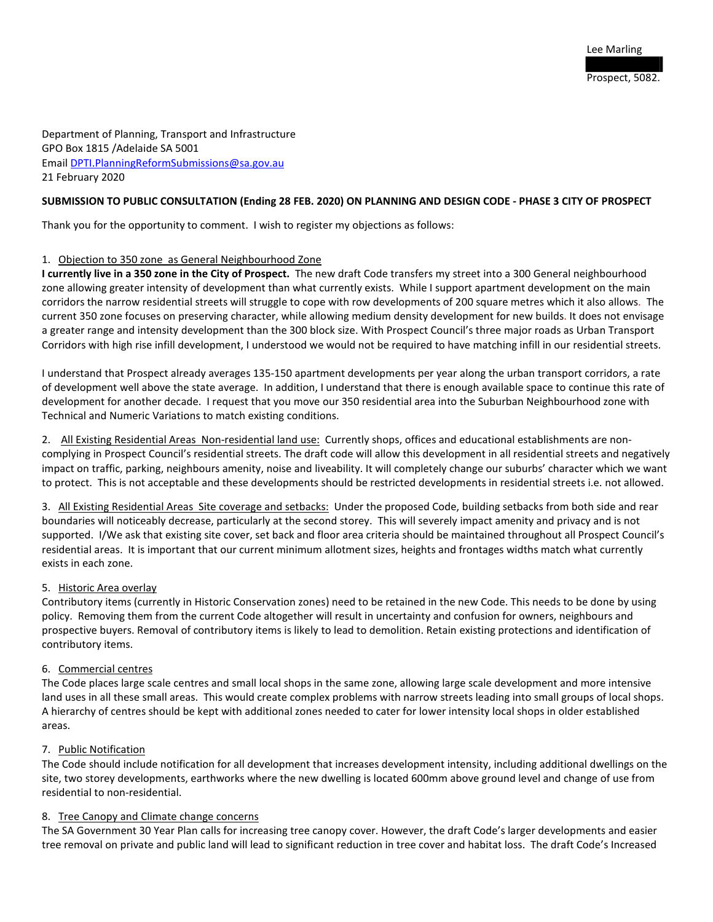Lee Marling

Prospect, 5082.

Department of Planning, Transport and Infrastructure
GPO Box 1815 /Adelaide SA 5001
Email DPTI.PlanningReformSubmissions@sa.gov.au
21 February 2020

**SUBMISSION TO PUBLIC CONSULTATION (Ending 28 FEB. 2020) ON PLANNING AND DESIGN CODE - PHASE 3 CITY OF PROSPECT**

Thank you for the opportunity to comment. I wish to register my objections as follows:

1. <u>Objection to 350 zone as General Neighbourhood Zone</u>

**I currently live in a 350 zone in the City of Prospect.** The new draft Code transfers my street into a 300 General neighbourhood zone allowing greater intensity of development than what currently exists. While I support apartment development on the main corridors the narrow residential streets will struggle to cope with row developments of 200 square metres which it also allows. The current 350 zone focuses on preserving character, while allowing medium density development for new builds. It does not envisage a greater range and intensity development than the 300 block size. With Prospect Council's three major roads as Urban Transport Corridors with high rise infill development, I understood we would not be required to have matching infill in our residential streets.

I understand that Prospect already averages 135-150 apartment developments per year along the urban transport corridors, a rate of development well above the state average. In addition, I understand that there is enough available space to continue this rate of development for another decade. I request that you move our 350 residential area into the Suburban Neighbourhood zone with Technical and Numeric Variations to match existing conditions.

2. <u>All Existing Residential Areas Non-residential land use:</u> Currently shops, offices and educational establishments are non-complying in Prospect Council's residential streets. The draft code will allow this development in all residential streets and negatively impact on traffic, parking, neighbours amenity, noise and liveability. It will completely change our suburbs' character which we want to protect. This is not acceptable and these developments should be restricted developments in residential streets i.e. not allowed.

3. <u>All Existing Residential Areas Site coverage and setbacks:</u> Under the proposed Code, building setbacks from both side and rear boundaries will noticeably decrease, particularly at the second storey. This will severely impact amenity and privacy and is not supported. I/We ask that existing site cover, set back and floor area criteria should be maintained throughout all Prospect Council's residential areas. It is important that our current minimum allotment sizes, heights and frontages widths match what currently exists in each zone.

5. <u>Historic Area overlay</u>

Contributory items (currently in Historic Conservation zones) need to be retained in the new Code. This needs to be done by using policy. Removing them from the current Code altogether will result in uncertainty and confusion for owners, neighbours and prospective buyers. Removal of contributory items is likely to lead to demolition. Retain existing protections and identification of contributory items.

6. <u>Commercial centres</u>

The Code places large scale centres and small local shops in the same zone, allowing large scale development and more intensive land uses in all these small areas. This would create complex problems with narrow streets leading into small groups of local shops. A hierarchy of centres should be kept with additional zones needed to cater for lower intensity local shops in older established areas.

7. <u>Public Notification</u>

The Code should include notification for all development that increases development intensity, including additional dwellings on the site, two storey developments, earthworks where the new dwelling is located 600mm above ground level and change of use from residential to non-residential.

8. <u>Tree Canopy and Climate change concerns</u>

The SA Government 30 Year Plan calls for increasing tree canopy cover. However, the draft Code's larger developments and easier tree removal on private and public land will lead to significant reduction in tree cover and habitat loss. The draft Code's Increased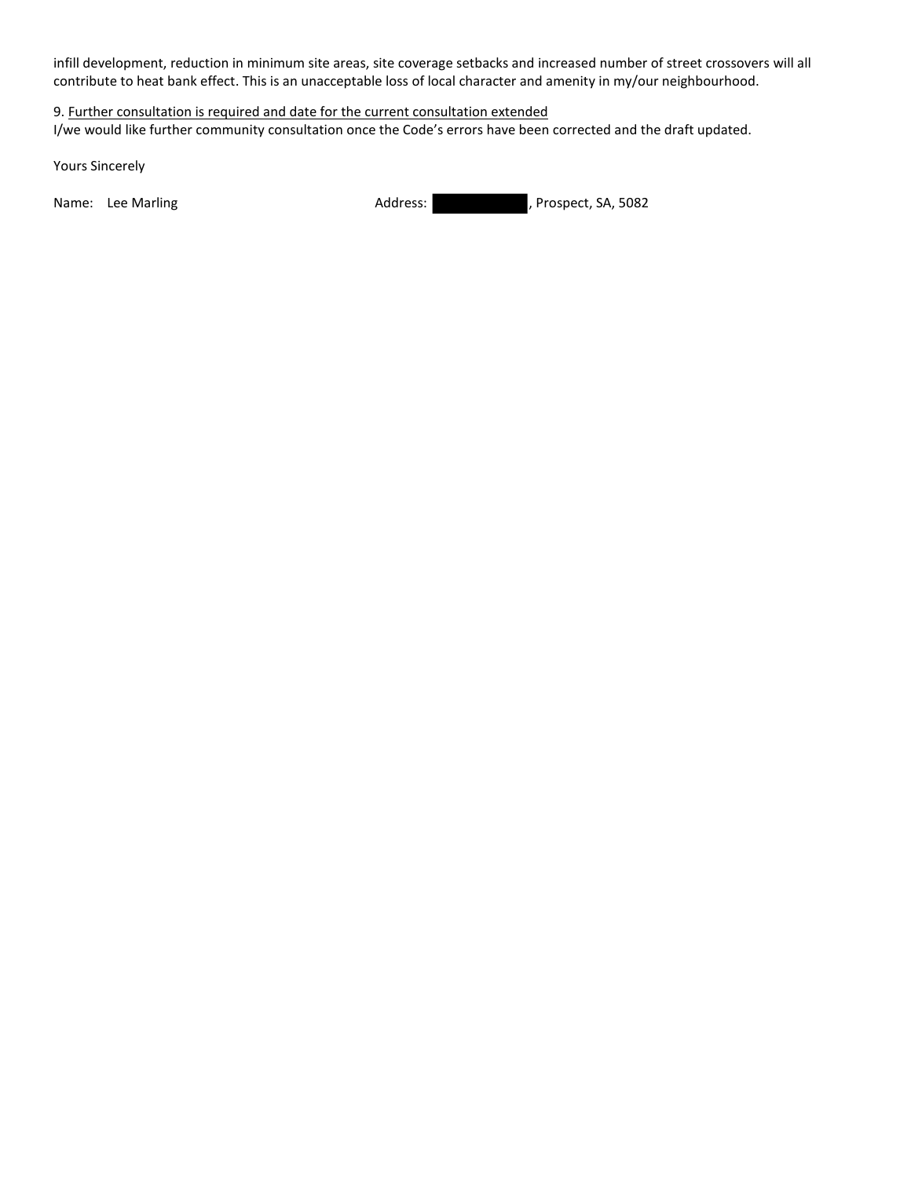infill development, reduction in minimum site areas, site coverage setbacks and increased number of street crossovers will all contribute to heat bank effect. This is an unacceptable loss of local character and amenity in my/our neighbourhood.

9. <u>Further consultation is required and date for the current consultation extended</u>
I/we would like further community consultation once the Code's errors have been corrected and the draft updated.

Yours Sincerely

Name: Lee Marling Address: ██████████, Prospect, SA, 5082